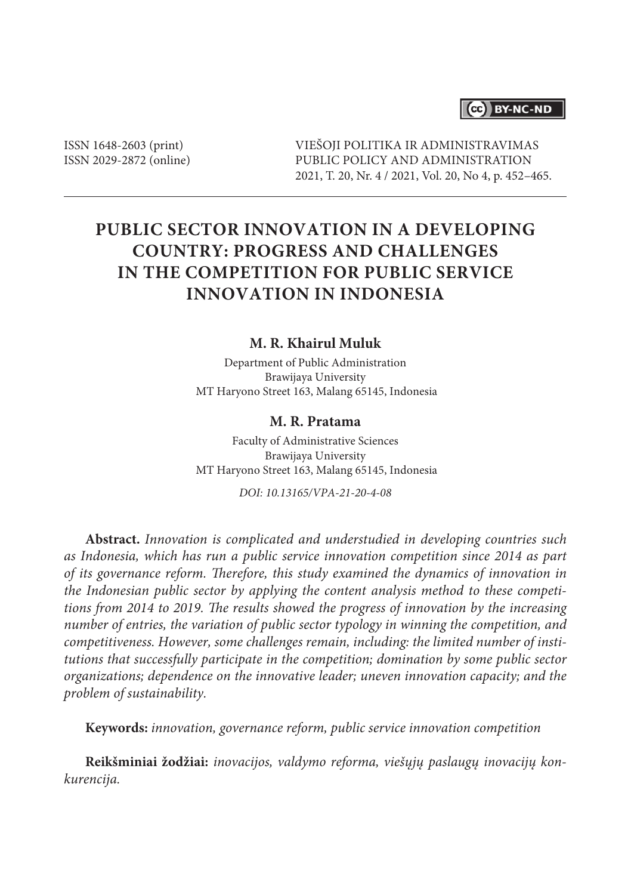ISSN 1648-2603 (print)
ISSN 2029-2872 (online)

VIEŠOJI POLITIKA IR ADMINISTRAVIMAS
PUBLIC POLICY AND ADMINISTRATION
2021, T. 20, Nr. 4 / 2021, Vol. 20, No 4, p. 452–465.

# PUBLIC SECTOR INNOVATION IN A DEVELOPING COUNTRY: PROGRESS AND CHALLENGES IN THE COMPETITION FOR PUBLIC SERVICE INNOVATION IN INDONESIA

**M. R. Khairul Muluk**

Department of Public Administration
Brawijaya University
MT Haryono Street 163, Malang 65145, Indonesia

**M. R. Pratama**

Faculty of Administrative Sciences
Brawijaya University
MT Haryono Street 163, Malang 65145, Indonesia

*DOI: 10.13165/VPA-21-20-4-08*

**Abstract.** *Innovation is complicated and understudied in developing countries such as Indonesia, which has run a public service innovation competition since 2014 as part of its governance reform. Therefore, this study examined the dynamics of innovation in the Indonesian public sector by applying the content analysis method to these competitions from 2014 to 2019. The results showed the progress of innovation by the increasing number of entries, the variation of public sector typology in winning the competition, and competitiveness. However, some challenges remain, including: the limited number of institutions that successfully participate in the competition; domination by some public sector organizations; dependence on the innovative leader; uneven innovation capacity; and the problem of sustainability.*

**Keywords:** *innovation, governance reform, public service innovation competition*

**Reikšminiai žodžiai:** *inovacijos, valdymo reforma, viešųjų paslaugų inovacijų konkurencija.*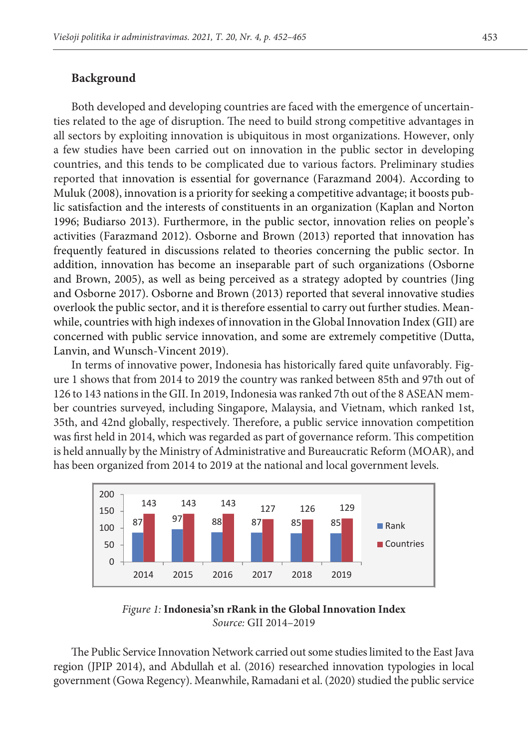## Background

Both developed and developing countries are faced with the emergence of uncertainties related to the age of disruption. The need to build strong competitive advantages in all sectors by exploiting innovation is ubiquitous in most organizations. However, only a few studies have been carried out on innovation in the public sector in developing countries, and this tends to be complicated due to various factors. Preliminary studies reported that innovation is essential for governance (Farazmand 2004). According to Muluk (2008), innovation is a priority for seeking a competitive advantage; it boosts public satisfaction and the interests of constituents in an organization (Kaplan and Norton 1996; Budiarso 2013). Furthermore, in the public sector, innovation relies on people's activities (Farazmand 2012). Osborne and Brown (2013) reported that innovation has frequently featured in discussions related to theories concerning the public sector. In addition, innovation has become an inseparable part of such organizations (Osborne and Brown, 2005), as well as being perceived as a strategy adopted by countries (Jing and Osborne 2017). Osborne and Brown (2013) reported that several innovative studies overlook the public sector, and it is therefore essential to carry out further studies. Meanwhile, countries with high indexes of innovation in the Global Innovation Index (GII) are concerned with public service innovation, and some are extremely competitive (Dutta, Lanvin, and Wunsch-Vincent 2019).

In terms of innovative power, Indonesia has historically fared quite unfavorably. Figure 1 shows that from 2014 to 2019 the country was ranked between 85th and 97th out of 126 to 143 nations in the GII. In 2019, Indonesia was ranked 7th out of the 8 ASEAN member countries surveyed, including Singapore, Malaysia, and Vietnam, which ranked 1st, 35th, and 42nd globally, respectively. Therefore, a public service innovation competition was first held in 2014, which was regarded as part of governance reform. This competition is held annually by the Ministry of Administrative and Bureaucratic Reform (MOAR), and has been organized from 2014 to 2019 at the national and local government levels.

| Year | Rank | Countries |
|---|---|---|
| 2014 | 87 | 143 |
| 2015 | 97 | 143 |
| 2016 | 88 | 143 |
| 2017 | 87 | 127 |
| 2018 | 85 | 126 |
| 2019 | 85 | 129 |

*Figure 1:* **Indonesia'sn rRank in the Global Innovation Index**
*Source:* GII 2014–2019

The Public Service Innovation Network carried out some studies limited to the East Java region (JPIP 2014), and Abdullah et al. (2016) researched innovation typologies in local government (Gowa Regency). Meanwhile, Ramadani et al. (2020) studied the public service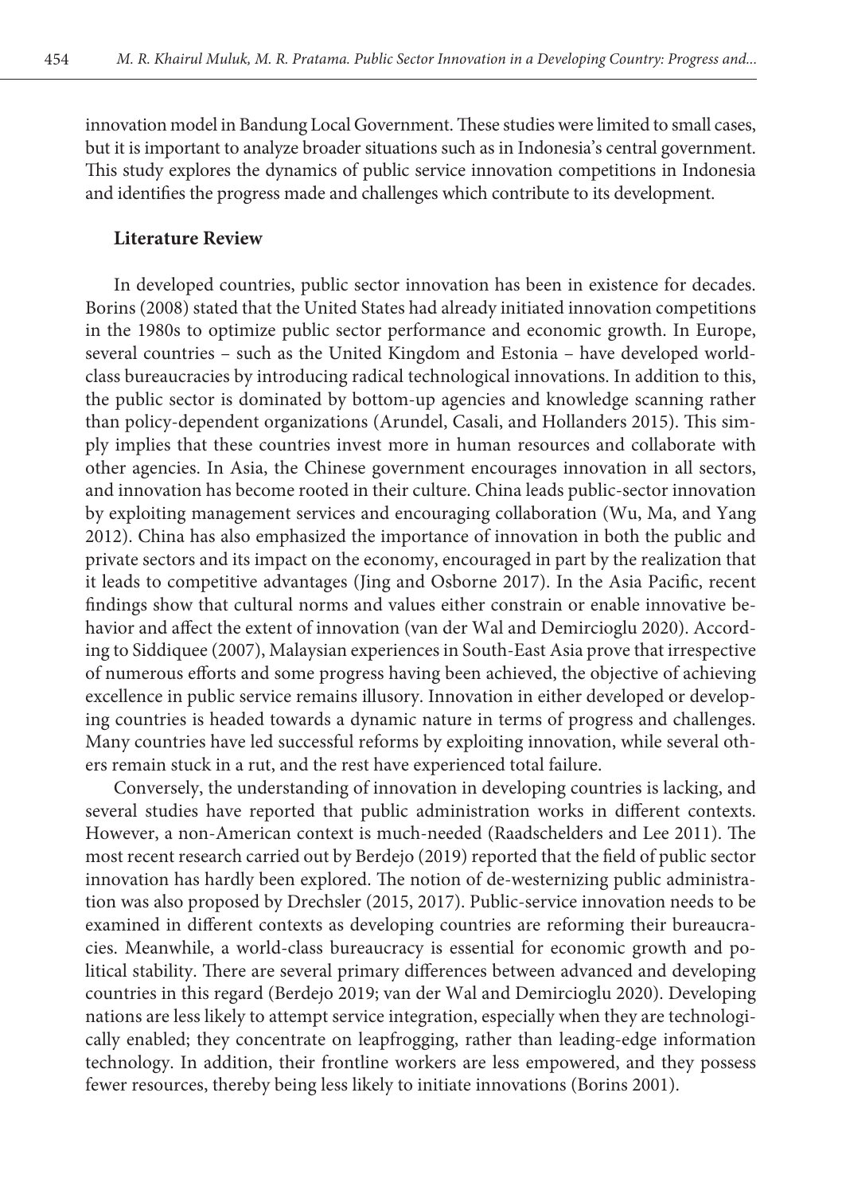innovation model in Bandung Local Government. These studies were limited to small cases, but it is important to analyze broader situations such as in Indonesia's central government. This study explores the dynamics of public service innovation competitions in Indonesia and identifies the progress made and challenges which contribute to its development.

## Literature Review

In developed countries, public sector innovation has been in existence for decades. Borins (2008) stated that the United States had already initiated innovation competitions in the 1980s to optimize public sector performance and economic growth. In Europe, several countries – such as the United Kingdom and Estonia – have developed world-class bureaucracies by introducing radical technological innovations. In addition to this, the public sector is dominated by bottom-up agencies and knowledge scanning rather than policy-dependent organizations (Arundel, Casali, and Hollanders 2015). This simply implies that these countries invest more in human resources and collaborate with other agencies. In Asia, the Chinese government encourages innovation in all sectors, and innovation has become rooted in their culture. China leads public-sector innovation by exploiting management services and encouraging collaboration (Wu, Ma, and Yang 2012). China has also emphasized the importance of innovation in both the public and private sectors and its impact on the economy, encouraged in part by the realization that it leads to competitive advantages (Jing and Osborne 2017). In the Asia Pacific, recent findings show that cultural norms and values either constrain or enable innovative behavior and affect the extent of innovation (van der Wal and Demircioglu 2020). According to Siddiquee (2007), Malaysian experiences in South-East Asia prove that irrespective of numerous efforts and some progress having been achieved, the objective of achieving excellence in public service remains illusory. Innovation in either developed or developing countries is headed towards a dynamic nature in terms of progress and challenges. Many countries have led successful reforms by exploiting innovation, while several others remain stuck in a rut, and the rest have experienced total failure.

Conversely, the understanding of innovation in developing countries is lacking, and several studies have reported that public administration works in different contexts. However, a non-American context is much-needed (Raadschelders and Lee 2011). The most recent research carried out by Berdejo (2019) reported that the field of public sector innovation has hardly been explored. The notion of de-westernizing public administration was also proposed by Drechsler (2015, 2017). Public-service innovation needs to be examined in different contexts as developing countries are reforming their bureaucracies. Meanwhile, a world-class bureaucracy is essential for economic growth and political stability. There are several primary differences between advanced and developing countries in this regard (Berdejo 2019; van der Wal and Demircioglu 2020). Developing nations are less likely to attempt service integration, especially when they are technologically enabled; they concentrate on leapfrogging, rather than leading-edge information technology. In addition, their frontline workers are less empowered, and they possess fewer resources, thereby being less likely to initiate innovations (Borins 2001).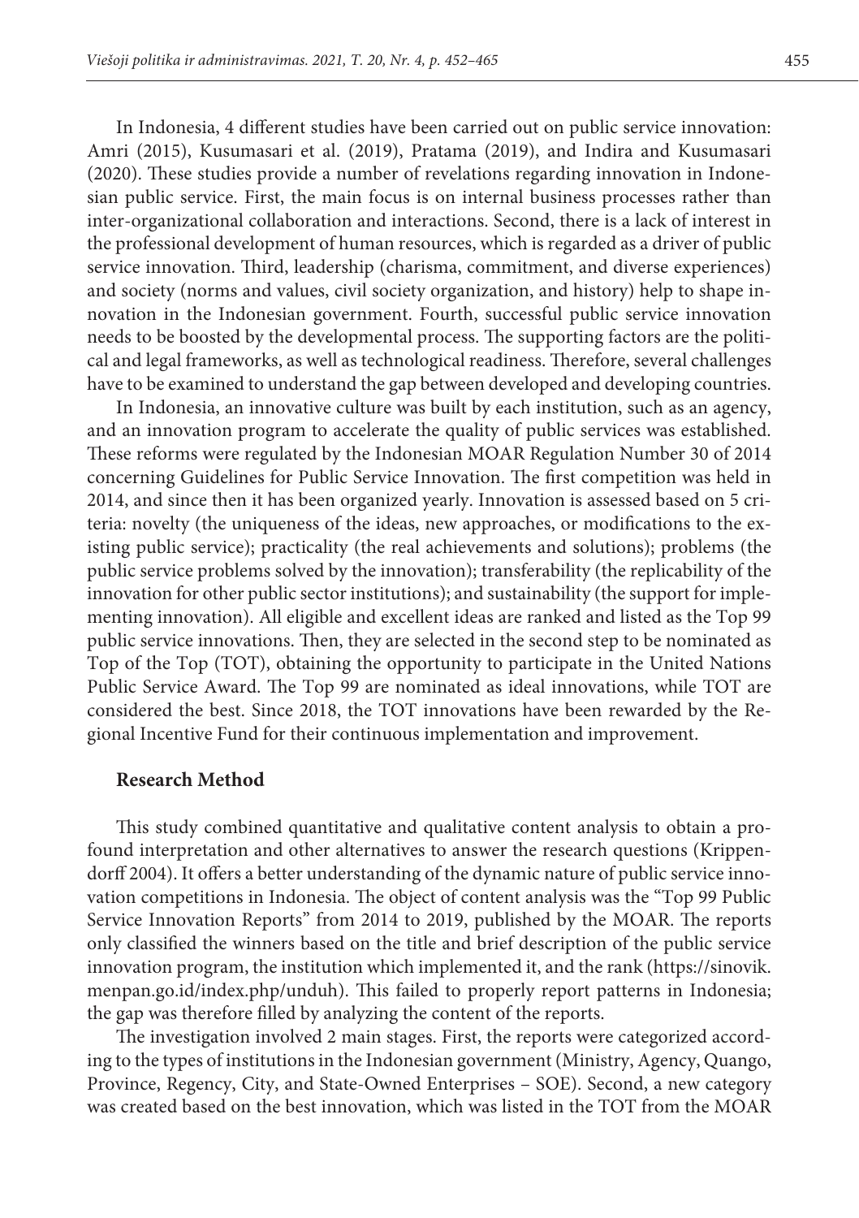In Indonesia, 4 different studies have been carried out on public service innovation: Amri (2015), Kusumasari et al. (2019), Pratama (2019), and Indira and Kusumasari (2020). These studies provide a number of revelations regarding innovation in Indonesian public service. First, the main focus is on internal business processes rather than inter-organizational collaboration and interactions. Second, there is a lack of interest in the professional development of human resources, which is regarded as a driver of public service innovation. Third, leadership (charisma, commitment, and diverse experiences) and society (norms and values, civil society organization, and history) help to shape innovation in the Indonesian government. Fourth, successful public service innovation needs to be boosted by the developmental process. The supporting factors are the political and legal frameworks, as well as technological readiness. Therefore, several challenges have to be examined to understand the gap between developed and developing countries.

In Indonesia, an innovative culture was built by each institution, such as an agency, and an innovation program to accelerate the quality of public services was established. These reforms were regulated by the Indonesian MOAR Regulation Number 30 of 2014 concerning Guidelines for Public Service Innovation. The first competition was held in 2014, and since then it has been organized yearly. Innovation is assessed based on 5 criteria: novelty (the uniqueness of the ideas, new approaches, or modifications to the existing public service); practicality (the real achievements and solutions); problems (the public service problems solved by the innovation); transferability (the replicability of the innovation for other public sector institutions); and sustainability (the support for implementing innovation). All eligible and excellent ideas are ranked and listed as the Top 99 public service innovations. Then, they are selected in the second step to be nominated as Top of the Top (TOT), obtaining the opportunity to participate in the United Nations Public Service Award. The Top 99 are nominated as ideal innovations, while TOT are considered the best. Since 2018, the TOT innovations have been rewarded by the Regional Incentive Fund for their continuous implementation and improvement.

## Research Method

This study combined quantitative and qualitative content analysis to obtain a profound interpretation and other alternatives to answer the research questions (Krippendorff 2004). It offers a better understanding of the dynamic nature of public service innovation competitions in Indonesia. The object of content analysis was the "Top 99 Public Service Innovation Reports" from 2014 to 2019, published by the MOAR. The reports only classified the winners based on the title and brief description of the public service innovation program, the institution which implemented it, and the rank (https://sinovik.menpan.go.id/index.php/unduh). This failed to properly report patterns in Indonesia; the gap was therefore filled by analyzing the content of the reports.

The investigation involved 2 main stages. First, the reports were categorized according to the types of institutions in the Indonesian government (Ministry, Agency, Quango, Province, Regency, City, and State-Owned Enterprises – SOE). Second, a new category was created based on the best innovation, which was listed in the TOT from the MOAR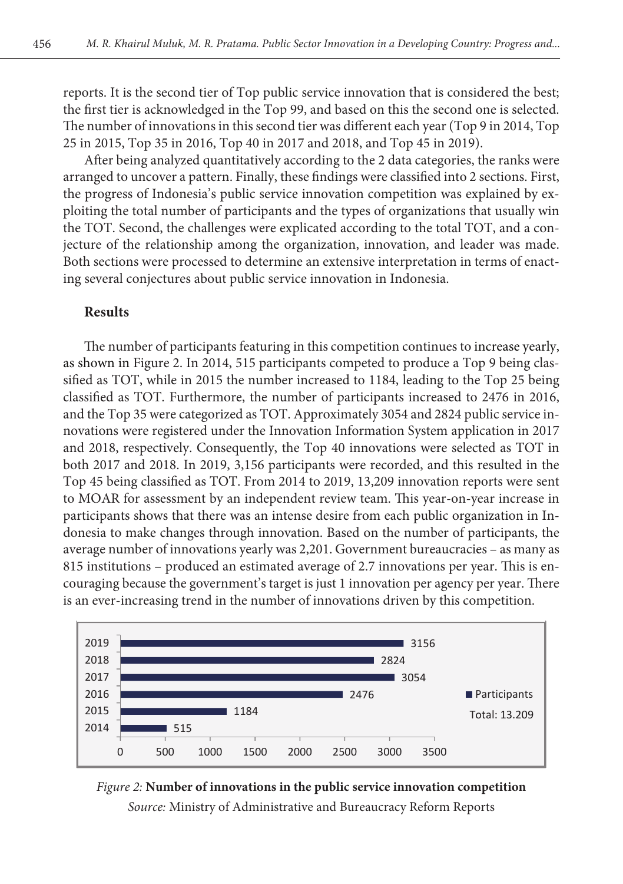reports. It is the second tier of Top public service innovation that is considered the best; the first tier is acknowledged in the Top 99, and based on this the second one is selected. The number of innovations in this second tier was different each year (Top 9 in 2014, Top 25 in 2015, Top 35 in 2016, Top 40 in 2017 and 2018, and Top 45 in 2019).

After being analyzed quantitatively according to the 2 data categories, the ranks were arranged to uncover a pattern. Finally, these findings were classified into 2 sections. First, the progress of Indonesia's public service innovation competition was explained by exploiting the total number of participants and the types of organizations that usually win the TOT. Second, the challenges were explicated according to the total TOT, and a conjecture of the relationship among the organization, innovation, and leader was made. Both sections were processed to determine an extensive interpretation in terms of enacting several conjectures about public service innovation in Indonesia.

## Results

The number of participants featuring in this competition continues to increase yearly, as shown in Figure 2. In 2014, 515 participants competed to produce a Top 9 being classified as TOT, while in 2015 the number increased to 1184, leading to the Top 25 being classified as TOT. Furthermore, the number of participants increased to 2476 in 2016, and the Top 35 were categorized as TOT. Approximately 3054 and 2824 public service innovations were registered under the Innovation Information System application in 2017 and 2018, respectively. Consequently, the Top 40 innovations were selected as TOT in both 2017 and 2018. In 2019, 3,156 participants were recorded, and this resulted in the Top 45 being classified as TOT. From 2014 to 2019, 13,209 innovation reports were sent to MOAR for assessment by an independent review team. This year-on-year increase in participants shows that there was an intense desire from each public organization in Indonesia to make changes through innovation. Based on the number of participants, the average number of innovations yearly was 2,201. Government bureaucracies – as many as 815 institutions – produced an estimated average of 2.7 innovations per year. This is encouraging because the government's target is just 1 innovation per agency per year. There is an ever-increasing trend in the number of innovations driven by this competition.

| Year | Participants |
|---|---|
| 2019 | 3156 |
| 2018 | 2824 |
| 2017 | 3054 |
| 2016 | 2476 |
| 2015 | 1184 |
| 2014 | 515 |
| Total | 13.209 |

*Figure 2:* **Number of innovations in the public service innovation competition**
*Source:* Ministry of Administrative and Bureaucracy Reform Reports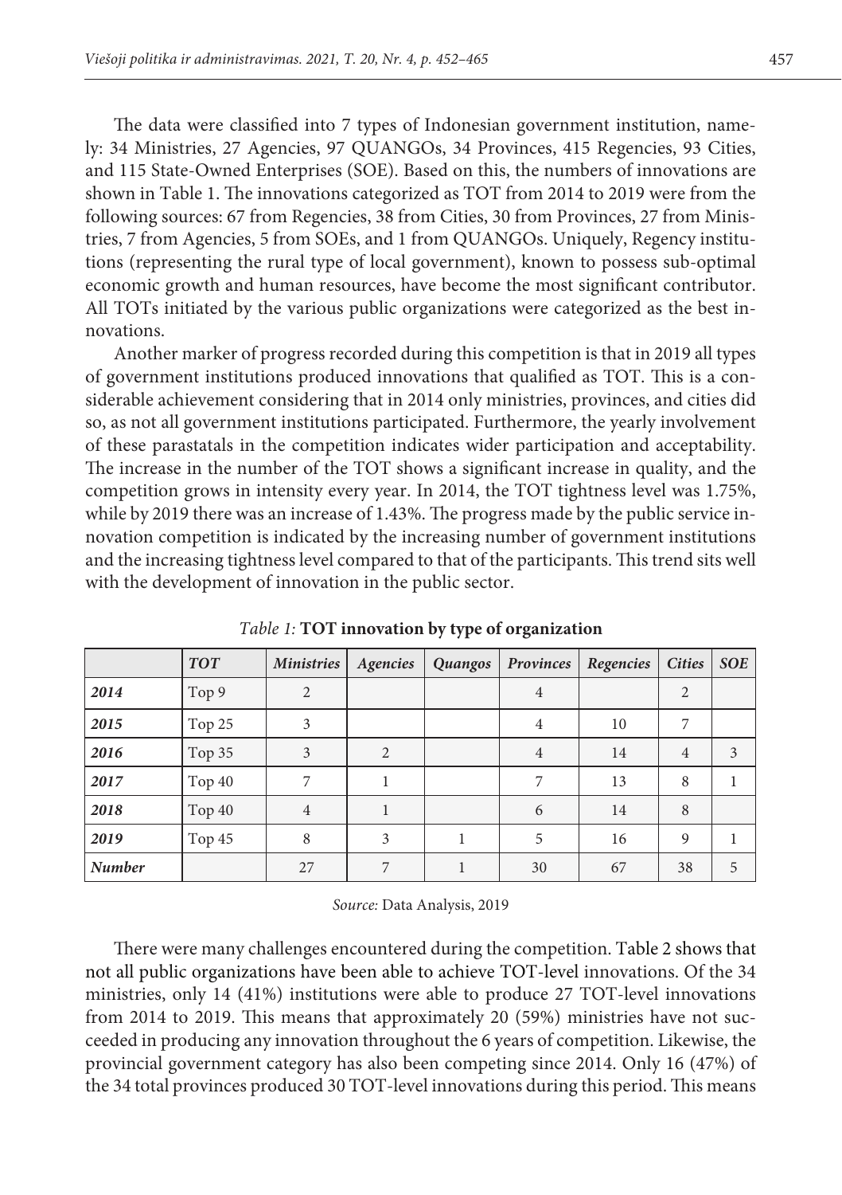The data were classified into 7 types of Indonesian government institution, namely: 34 Ministries, 27 Agencies, 97 QUANGOs, 34 Provinces, 415 Regencies, 93 Cities, and 115 State-Owned Enterprises (SOE). Based on this, the numbers of innovations are shown in Table 1. The innovations categorized as TOT from 2014 to 2019 were from the following sources: 67 from Regencies, 38 from Cities, 30 from Provinces, 27 from Ministries, 7 from Agencies, 5 from SOEs, and 1 from QUANGOs. Uniquely, Regency institutions (representing the rural type of local government), known to possess sub-optimal economic growth and human resources, have become the most significant contributor. All TOTs initiated by the various public organizations were categorized as the best innovations.

Another marker of progress recorded during this competition is that in 2019 all types of government institutions produced innovations that qualified as TOT. This is a considerable achievement considering that in 2014 only ministries, provinces, and cities did so, as not all government institutions participated. Furthermore, the yearly involvement of these parastatals in the competition indicates wider participation and acceptability. The increase in the number of the TOT shows a significant increase in quality, and the competition grows in intensity every year. In 2014, the TOT tightness level was 1.75%, while by 2019 there was an increase of 1.43%. The progress made by the public service innovation competition is indicated by the increasing number of government institutions and the increasing tightness level compared to that of the participants. This trend sits well with the development of innovation in the public sector.

*Table 1:* **TOT innovation by type of organization**

| | *TOT* | *Ministries* | *Agencies* | *Quangos* | *Provinces* | *Regencies* | *Cities* | *SOE* |
|---|---|---|---|---|---|---|---|---|
| ***2014*** | Top 9 | 2 | | | 4 | | 2 | |
| ***2015*** | Top 25 | 3 | | | 4 | 10 | 7 | |
| ***2016*** | Top 35 | 3 | 2 | | 4 | 14 | 4 | 3 |
| ***2017*** | Top 40 | 7 | 1 | | 7 | 13 | 8 | 1 |
| ***2018*** | Top 40 | 4 | 1 | | 6 | 14 | 8 | |
| ***2019*** | Top 45 | 8 | 3 | 1 | 5 | 16 | 9 | 1 |
| ***Number*** | | 27 | 7 | 1 | 30 | 67 | 38 | 5 |

*Source:* Data Analysis, 2019

There were many challenges encountered during the competition. Table 2 shows that not all public organizations have been able to achieve TOT-level innovations. Of the 34 ministries, only 14 (41%) institutions were able to produce 27 TOT-level innovations from 2014 to 2019. This means that approximately 20 (59%) ministries have not succeeded in producing any innovation throughout the 6 years of competition. Likewise, the provincial government category has also been competing since 2014. Only 16 (47%) of the 34 total provinces produced 30 TOT-level innovations during this period. This means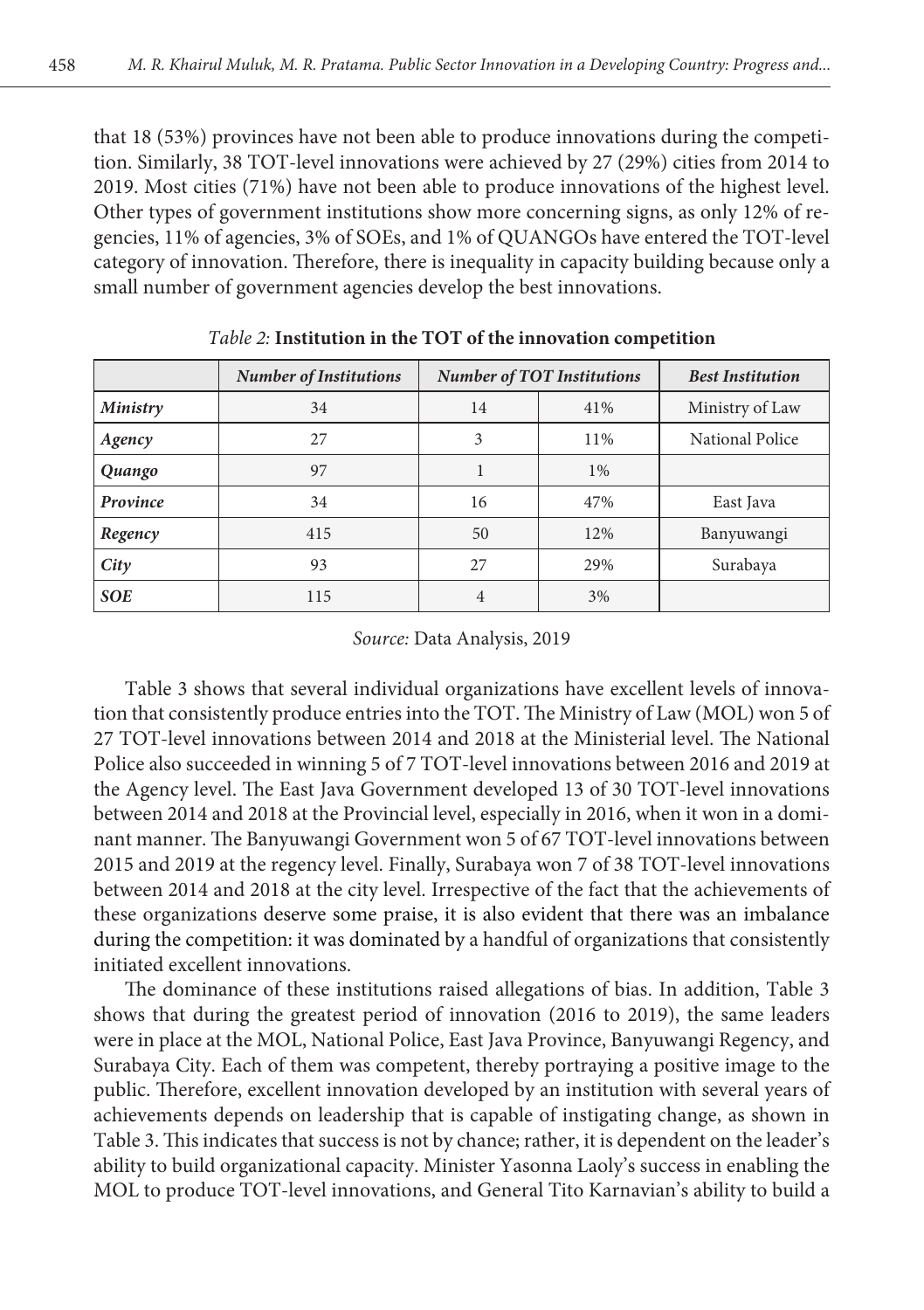that 18 (53%) provinces have not been able to produce innovations during the competition. Similarly, 38 TOT-level innovations were achieved by 27 (29%) cities from 2014 to 2019. Most cities (71%) have not been able to produce innovations of the highest level. Other types of government institutions show more concerning signs, as only 12% of regencies, 11% of agencies, 3% of SOEs, and 1% of QUANGOs have entered the TOT-level category of innovation. Therefore, there is inequality in capacity building because only a small number of government agencies develop the best innovations.

*Table 2:* **Institution in the TOT of the innovation competition**

| | *Number of Institutions* | *Number of TOT Institutions* | | *Best Institution* |
|---|---|---|---|---|
| ***Ministry*** | 34 | 14 | 41% | Ministry of Law |
| ***Agency*** | 27 | 3 | 11% | National Police |
| ***Quango*** | 97 | 1 | 1% | |
| ***Province*** | 34 | 16 | 47% | East Java |
| ***Regency*** | 415 | 50 | 12% | Banyuwangi |
| ***City*** | 93 | 27 | 29% | Surabaya |
| ***SOE*** | 115 | 4 | 3% | |

*Source:* Data Analysis, 2019

Table 3 shows that several individual organizations have excellent levels of innovation that consistently produce entries into the TOT. The Ministry of Law (MOL) won 5 of 27 TOT-level innovations between 2014 and 2018 at the Ministerial level. The National Police also succeeded in winning 5 of 7 TOT-level innovations between 2016 and 2019 at the Agency level. The East Java Government developed 13 of 30 TOT-level innovations between 2014 and 2018 at the Provincial level, especially in 2016, when it won in a dominant manner. The Banyuwangi Government won 5 of 67 TOT-level innovations between 2015 and 2019 at the regency level. Finally, Surabaya won 7 of 38 TOT-level innovations between 2014 and 2018 at the city level. Irrespective of the fact that the achievements of these organizations deserve some praise, it is also evident that there was an imbalance during the competition: it was dominated by a handful of organizations that consistently initiated excellent innovations.

The dominance of these institutions raised allegations of bias. In addition, Table 3 shows that during the greatest period of innovation (2016 to 2019), the same leaders were in place at the MOL, National Police, East Java Province, Banyuwangi Regency, and Surabaya City. Each of them was competent, thereby portraying a positive image to the public. Therefore, excellent innovation developed by an institution with several years of achievements depends on leadership that is capable of instigating change, as shown in Table 3. This indicates that success is not by chance; rather, it is dependent on the leader's ability to build organizational capacity. Minister Yasonna Laoly's success in enabling the MOL to produce TOT-level innovations, and General Tito Karnavian's ability to build a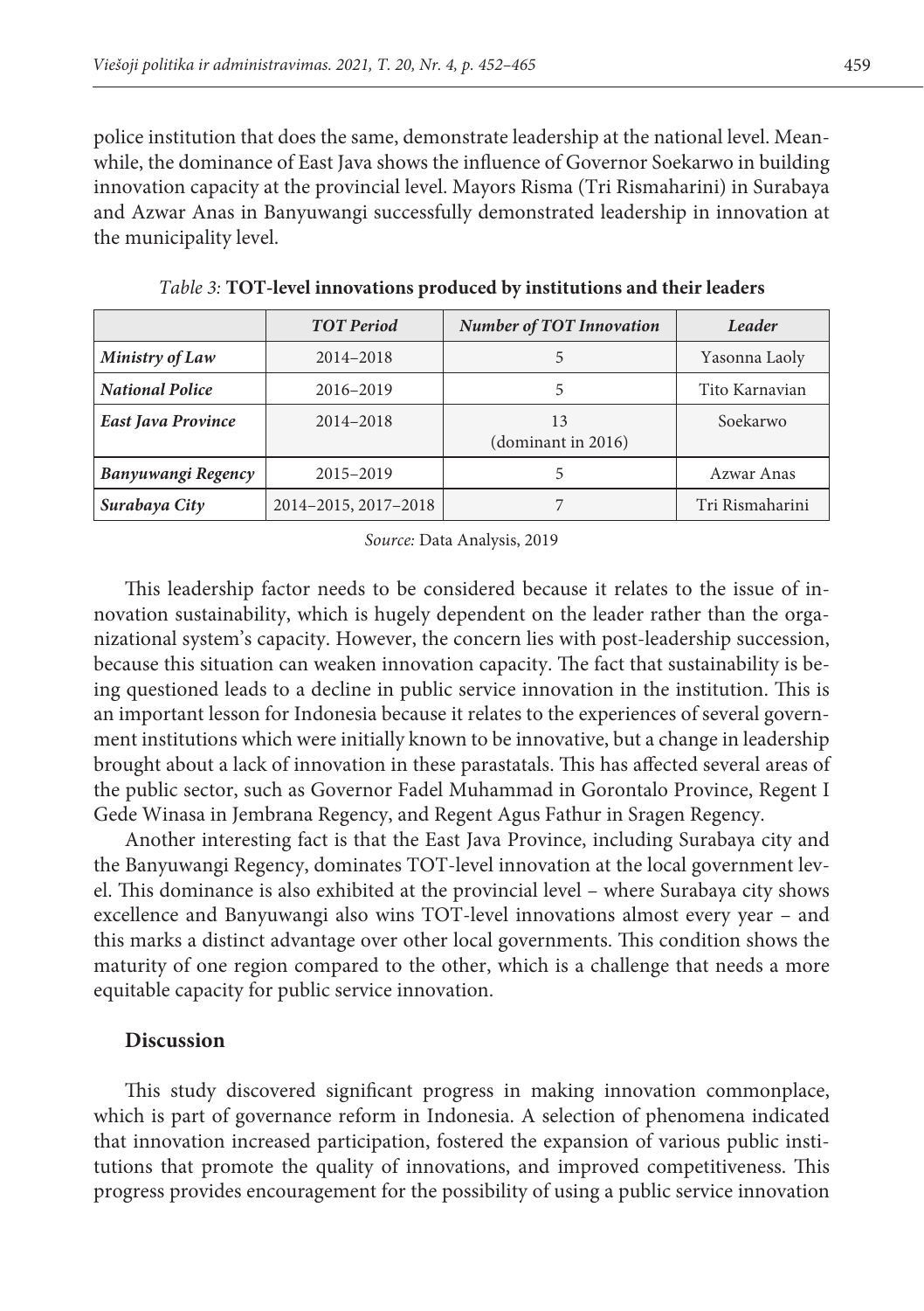police institution that does the same, demonstrate leadership at the national level. Meanwhile, the dominance of East Java shows the influence of Governor Soekarwo in building innovation capacity at the provincial level. Mayors Risma (Tri Rismaharini) in Surabaya and Azwar Anas in Banyuwangi successfully demonstrated leadership in innovation at the municipality level.

*Table 3:* **TOT-level innovations produced by institutions and their leaders**

| | *TOT Period* | *Number of TOT Innovation* | *Leader* |
|---|---|---|---|
| ***Ministry of Law*** | 2014–2018 | 5 | Yasonna Laoly |
| ***National Police*** | 2016–2019 | 5 | Tito Karnavian |
| ***East Java Province*** | 2014–2018 | 13 (dominant in 2016) | Soekarwo |
| ***Banyuwangi Regency*** | 2015–2019 | 5 | Azwar Anas |
| ***Surabaya City*** | 2014–2015, 2017–2018 | 7 | Tri Rismaharini |

*Source:* Data Analysis, 2019

This leadership factor needs to be considered because it relates to the issue of innovation sustainability, which is hugely dependent on the leader rather than the organizational system's capacity. However, the concern lies with post-leadership succession, because this situation can weaken innovation capacity. The fact that sustainability is being questioned leads to a decline in public service innovation in the institution. This is an important lesson for Indonesia because it relates to the experiences of several government institutions which were initially known to be innovative, but a change in leadership brought about a lack of innovation in these parastatals. This has affected several areas of the public sector, such as Governor Fadel Muhammad in Gorontalo Province, Regent I Gede Winasa in Jembrana Regency, and Regent Agus Fathur in Sragen Regency.

Another interesting fact is that the East Java Province, including Surabaya city and the Banyuwangi Regency, dominates TOT-level innovation at the local government level. This dominance is also exhibited at the provincial level – where Surabaya city shows excellence and Banyuwangi also wins TOT-level innovations almost every year – and this marks a distinct advantage over other local governments. This condition shows the maturity of one region compared to the other, which is a challenge that needs a more equitable capacity for public service innovation.

## Discussion

This study discovered significant progress in making innovation commonplace, which is part of governance reform in Indonesia. A selection of phenomena indicated that innovation increased participation, fostered the expansion of various public institutions that promote the quality of innovations, and improved competitiveness. This progress provides encouragement for the possibility of using a public service innovation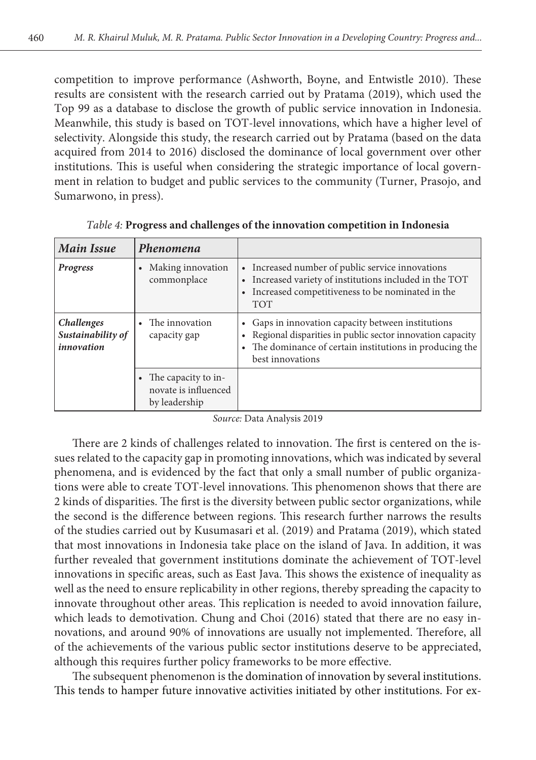competition to improve performance (Ashworth, Boyne, and Entwistle 2010). These results are consistent with the research carried out by Pratama (2019), which used the Top 99 as a database to disclose the growth of public service innovation in Indonesia. Meanwhile, this study is based on TOT-level innovations, which have a higher level of selectivity. Alongside this study, the research carried out by Pratama (based on the data acquired from 2014 to 2016) disclosed the dominance of local government over other institutions. This is useful when considering the strategic importance of local government in relation to budget and public services to the community (Turner, Prasojo, and Sumarwono, in press).

*Table 4:* **Progress and challenges of the innovation competition in Indonesia**

| *Main Issue* | *Phenomena* | |
|---|---|---|
| ***Progress*** | • Making innovation commonplace | • Increased number of public service innovations<br>• Increased variety of institutions included in the TOT<br>• Increased competitiveness to be nominated in the TOT |
| ***Challenges Sustainability of innovation*** | • The innovation capacity gap | • Gaps in innovation capacity between institutions<br>• Regional disparities in public sector innovation capacity<br>• The dominance of certain institutions in producing the best innovations |
| | • The capacity to innovate is influenced by leadership | |

*Source:* Data Analysis 2019

There are 2 kinds of challenges related to innovation. The first is centered on the issues related to the capacity gap in promoting innovations, which was indicated by several phenomena, and is evidenced by the fact that only a small number of public organizations were able to create TOT-level innovations. This phenomenon shows that there are 2 kinds of disparities. The first is the diversity between public sector organizations, while the second is the difference between regions. This research further narrows the results of the studies carried out by Kusumasari et al. (2019) and Pratama (2019), which stated that most innovations in Indonesia take place on the island of Java. In addition, it was further revealed that government institutions dominate the achievement of TOT-level innovations in specific areas, such as East Java. This shows the existence of inequality as well as the need to ensure replicability in other regions, thereby spreading the capacity to innovate throughout other areas. This replication is needed to avoid innovation failure, which leads to demotivation. Chung and Choi (2016) stated that there are no easy innovations, and around 90% of innovations are usually not implemented. Therefore, all of the achievements of the various public sector institutions deserve to be appreciated, although this requires further policy frameworks to be more effective.

The subsequent phenomenon is the domination of innovation by several institutions. This tends to hamper future innovative activities initiated by other institutions. For ex-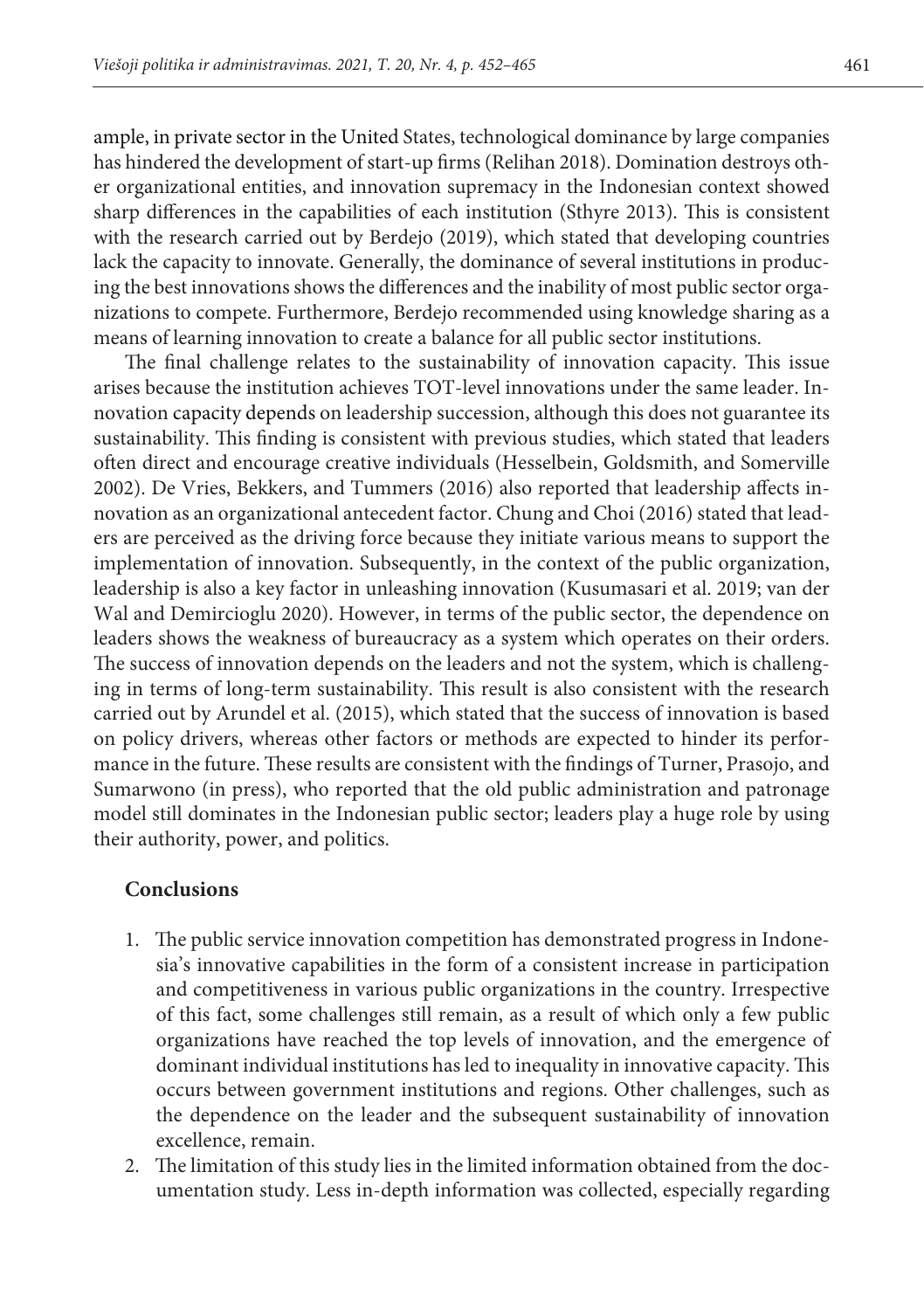ample, in private sector in the United States, technological dominance by large companies has hindered the development of start-up firms (Relihan 2018). Domination destroys other organizational entities, and innovation supremacy in the Indonesian context showed sharp differences in the capabilities of each institution (Sthyre 2013). This is consistent with the research carried out by Berdejo (2019), which stated that developing countries lack the capacity to innovate. Generally, the dominance of several institutions in producing the best innovations shows the differences and the inability of most public sector organizations to compete. Furthermore, Berdejo recommended using knowledge sharing as a means of learning innovation to create a balance for all public sector institutions.

The final challenge relates to the sustainability of innovation capacity. This issue arises because the institution achieves TOT-level innovations under the same leader. Innovation capacity depends on leadership succession, although this does not guarantee its sustainability. This finding is consistent with previous studies, which stated that leaders often direct and encourage creative individuals (Hesselbein, Goldsmith, and Somerville 2002). De Vries, Bekkers, and Tummers (2016) also reported that leadership affects innovation as an organizational antecedent factor. Chung and Choi (2016) stated that leaders are perceived as the driving force because they initiate various means to support the implementation of innovation. Subsequently, in the context of the public organization, leadership is also a key factor in unleashing innovation (Kusumasari et al. 2019; van der Wal and Demircioglu 2020). However, in terms of the public sector, the dependence on leaders shows the weakness of bureaucracy as a system which operates on their orders. The success of innovation depends on the leaders and not the system, which is challenging in terms of long-term sustainability. This result is also consistent with the research carried out by Arundel et al. (2015), which stated that the success of innovation is based on policy drivers, whereas other factors or methods are expected to hinder its performance in the future. These results are consistent with the findings of Turner, Prasojo, and Sumarwono (in press), who reported that the old public administration and patronage model still dominates in the Indonesian public sector; leaders play a huge role by using their authority, power, and politics.

## Conclusions

1. The public service innovation competition has demonstrated progress in Indonesia's innovative capabilities in the form of a consistent increase in participation and competitiveness in various public organizations in the country. Irrespective of this fact, some challenges still remain, as a result of which only a few public organizations have reached the top levels of innovation, and the emergence of dominant individual institutions has led to inequality in innovative capacity. This occurs between government institutions and regions. Other challenges, such as the dependence on the leader and the subsequent sustainability of innovation excellence, remain.
2. The limitation of this study lies in the limited information obtained from the documentation study. Less in-depth information was collected, especially regarding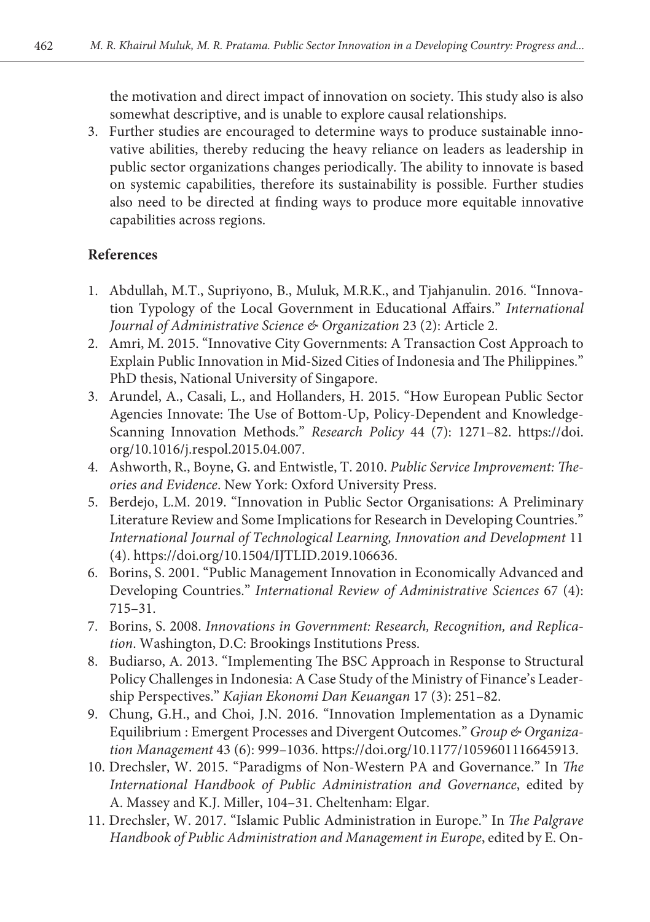the motivation and direct impact of innovation on society. This study also is also somewhat descriptive, and is unable to explore causal relationships.

3. Further studies are encouraged to determine ways to produce sustainable innovative abilities, thereby reducing the heavy reliance on leaders as leadership in public sector organizations changes periodically. The ability to innovate is based on systemic capabilities, therefore its sustainability is possible. Further studies also need to be directed at finding ways to produce more equitable innovative capabilities across regions.

## References

1. Abdullah, M.T., Supriyono, B., Muluk, M.R.K., and Tjahjanulin. 2016. "Innovation Typology of the Local Government in Educational Affairs." *International Journal of Administrative Science & Organization* 23 (2): Article 2.
2. Amri, M. 2015. "Innovative City Governments: A Transaction Cost Approach to Explain Public Innovation in Mid-Sized Cities of Indonesia and The Philippines." PhD thesis, National University of Singapore.
3. Arundel, A., Casali, L., and Hollanders, H. 2015. "How European Public Sector Agencies Innovate: The Use of Bottom-Up, Policy-Dependent and Knowledge-Scanning Innovation Methods." *Research Policy* 44 (7): 1271–82. https://doi.org/10.1016/j.respol.2015.04.007.
4. Ashworth, R., Boyne, G. and Entwistle, T. 2010. *Public Service Improvement: Theories and Evidence*. New York: Oxford University Press.
5. Berdejo, L.M. 2019. "Innovation in Public Sector Organisations: A Preliminary Literature Review and Some Implications for Research in Developing Countries." *International Journal of Technological Learning, Innovation and Development* 11 (4). https://doi.org/10.1504/IJTLID.2019.106636.
6. Borins, S. 2001. "Public Management Innovation in Economically Advanced and Developing Countries." *International Review of Administrative Sciences* 67 (4): 715–31.
7. Borins, S. 2008. *Innovations in Government: Research, Recognition, and Replication*. Washington, D.C: Brookings Institutions Press.
8. Budiarso, A. 2013. "Implementing The BSC Approach in Response to Structural Policy Challenges in Indonesia: A Case Study of the Ministry of Finance's Leadership Perspectives." *Kajian Ekonomi Dan Keuangan* 17 (3): 251–82.
9. Chung, G.H., and Choi, J.N. 2016. "Innovation Implementation as a Dynamic Equilibrium : Emergent Processes and Divergent Outcomes." *Group & Organization Management* 43 (6): 999–1036. https://doi.org/10.1177/1059601116645913.
10. Drechsler, W. 2015. "Paradigms of Non-Western PA and Governance." In *The International Handbook of Public Administration and Governance*, edited by A. Massey and K.J. Miller, 104–31. Cheltenham: Elgar.
11. Drechsler, W. 2017. "Islamic Public Administration in Europe." In *The Palgrave Handbook of Public Administration and Management in Europe*, edited by E. On-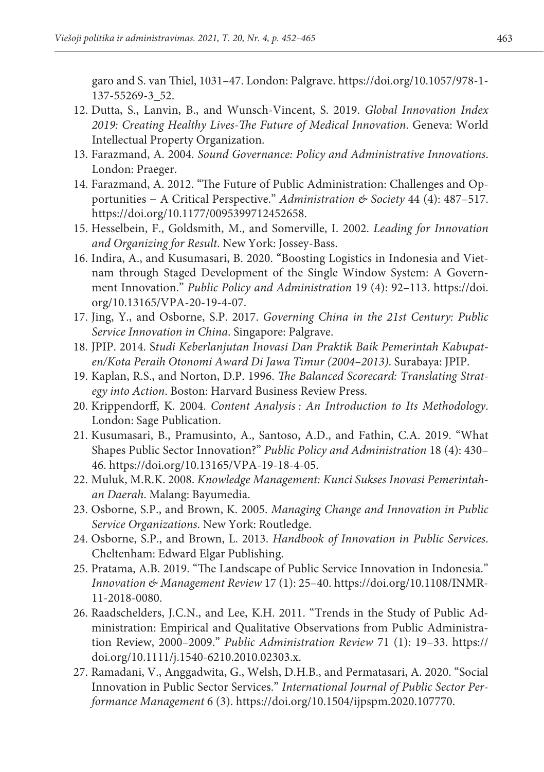garo and S. van Thiel, 1031–47. London: Palgrave. https://doi.org/10.1057/978-1-137-55269-3_52.

12. Dutta, S., Lanvin, B., and Wunsch-Vincent, S. 2019. *Global Innovation Index 2019: Creating Healthy Lives-The Future of Medical Innovation*. Geneva: World Intellectual Property Organization.
13. Farazmand, A. 2004. *Sound Governance: Policy and Administrative Innovations*. London: Praeger.
14. Farazmand, A. 2012. "The Future of Public Administration: Challenges and Opportunities – A Critical Perspective." *Administration & Society* 44 (4): 487–517. https://doi.org/10.1177/0095399712452658.
15. Hesselbein, F., Goldsmith, M., and Somerville, I. 2002. *Leading for Innovation and Organizing for Result*. New York: Jossey-Bass.
16. Indira, A., and Kusumasari, B. 2020. "Boosting Logistics in Indonesia and Vietnam through Staged Development of the Single Window System: A Government Innovation." *Public Policy and Administration* 19 (4): 92–113. https://doi.org/10.13165/VPA-20-19-4-07.
17. Jing, Y., and Osborne, S.P. 2017. *Governing China in the 21st Century: Public Service Innovation in China*. Singapore: Palgrave.
18. JPIP. 2014. *Studi Keberlanjutan Inovasi Dan Praktik Baik Pemerintah Kabupaten/Kota Peraih Otonomi Award Di Jawa Timur (2004–2013)*. Surabaya: JPIP.
19. Kaplan, R.S., and Norton, D.P. 1996. *The Balanced Scorecard: Translating Strategy into Action*. Boston: Harvard Business Review Press.
20. Krippendorff, K. 2004. *Content Analysis : An Introduction to Its Methodology*. London: Sage Publication.
21. Kusumasari, B., Pramusinto, A., Santoso, A.D., and Fathin, C.A. 2019. "What Shapes Public Sector Innovation?" *Public Policy and Administration* 18 (4): 430–46. https://doi.org/10.13165/VPA-19-18-4-05.
22. Muluk, M.R.K. 2008. *Knowledge Management: Kunci Sukses Inovasi Pemerintahan Daerah*. Malang: Bayumedia.
23. Osborne, S.P., and Brown, K. 2005. *Managing Change and Innovation in Public Service Organizations*. New York: Routledge.
24. Osborne, S.P., and Brown, L. 2013. *Handbook of Innovation in Public Services*. Cheltenham: Edward Elgar Publishing.
25. Pratama, A.B. 2019. "The Landscape of Public Service Innovation in Indonesia." *Innovation & Management Review* 17 (1): 25–40. https://doi.org/10.1108/INMR-11-2018-0080.
26. Raadschelders, J.C.N., and Lee, K.H. 2011. "Trends in the Study of Public Administration: Empirical and Qualitative Observations from Public Administration Review, 2000–2009." *Public Administration Review* 71 (1): 19–33. https://doi.org/10.1111/j.1540-6210.2010.02303.x.
27. Ramadani, V., Anggadwita, G., Welsh, D.H.B., and Permatasari, A. 2020. "Social Innovation in Public Sector Services." *International Journal of Public Sector Performance Management* 6 (3). https://doi.org/10.1504/ijpspm.2020.107770.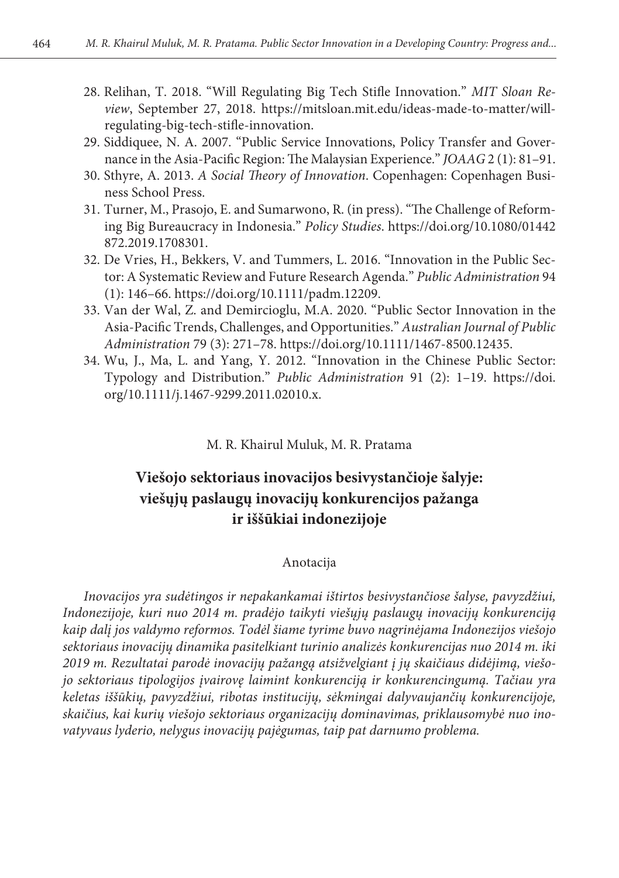28. Relihan, T. 2018. "Will Regulating Big Tech Stifle Innovation." *MIT Sloan Review*, September 27, 2018. https://mitsloan.mit.edu/ideas-made-to-matter/will-regulating-big-tech-stifle-innovation.
29. Siddiquee, N. A. 2007. "Public Service Innovations, Policy Transfer and Governance in the Asia-Pacific Region: The Malaysian Experience." *JOAAG* 2 (1): 81–91.
30. Sthyre, A. 2013. *A Social Theory of Innovation*. Copenhagen: Copenhagen Business School Press.
31. Turner, M., Prasojo, E. and Sumarwono, R. (in press). "The Challenge of Reforming Big Bureaucracy in Indonesia." *Policy Studies*. https://doi.org/10.1080/01442872.2019.1708301.
32. De Vries, H., Bekkers, V. and Tummers, L. 2016. "Innovation in the Public Sector: A Systematic Review and Future Research Agenda." *Public Administration* 94 (1): 146–66. https://doi.org/10.1111/padm.12209.
33. Van der Wal, Z. and Demircioglu, M.A. 2020. "Public Sector Innovation in the Asia-Pacific Trends, Challenges, and Opportunities." *Australian Journal of Public Administration* 79 (3): 271–78. https://doi.org/10.1111/1467-8500.12435.
34. Wu, J., Ma, L. and Yang, Y. 2012. "Innovation in the Chinese Public Sector: Typology and Distribution." *Public Administration* 91 (2): 1–19. https://doi.org/10.1111/j.1467-9299.2011.02010.x.

M. R. Khairul Muluk, M. R. Pratama

## Viešojo sektoriaus inovacijos besivystančioje šalyje: viešųjų paslaugų inovacijų konkurencijos pažanga ir iššūkiai indonezijoje

Anotacija

*Inovacijos yra sudėtingos ir nepakankamai ištirtos besivystančiose šalyse, pavyzdžiui, Indonezijoje, kuri nuo 2014 m. pradėjo taikyti viešųjų paslaugų inovacijų konkurenciją kaip dalį jos valdymo reformos. Todėl šiame tyrime buvo nagrinėjama Indonezijos viešojo sektoriaus inovacijų dinamika pasitelkiant turinio analizės konkurencijas nuo 2014 m. iki 2019 m. Rezultatai parodė inovacijų pažangą atsižvelgiant į jų skaičiaus didėjimą, viešojo sektoriaus tipologijos įvairovę laimint konkurenciją ir konkurencingumą. Tačiau yra keletas iššūkių, pavyzdžiui, ribotas institucijų, sėkmingai dalyvaujančių konkurencijoje, skaičius, kai kurių viešojo sektoriaus organizacijų dominavimas, priklausomybė nuo inovatyvaus lyderio, nelygus inovacijų pajėgumas, taip pat darnumo problema.*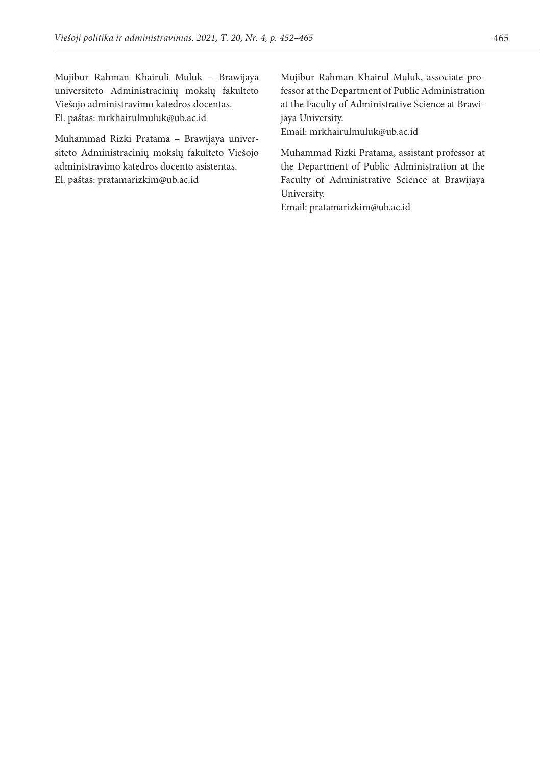Mujibur Rahman Khairuli Muluk – Brawijaya universiteto Administracinių mokslų fakulteto Viešojo administravimo katedros docentas.
El. paštas: mrkhairulmuluk@ub.ac.id

Muhammad Rizki Pratama – Brawijaya universiteto Administracinių mokslų fakulteto Viešojo administravimo katedros docento asistentas.
El. paštas: pratamarizkim@ub.ac.id

Mujibur Rahman Khairul Muluk, associate professor at the Department of Public Administration at the Faculty of Administrative Science at Brawijaya University.
Email: mrkhairulmuluk@ub.ac.id

Muhammad Rizki Pratama, assistant professor at the Department of Public Administration at the Faculty of Administrative Science at Brawijaya University.
Email: pratamarizkim@ub.ac.id